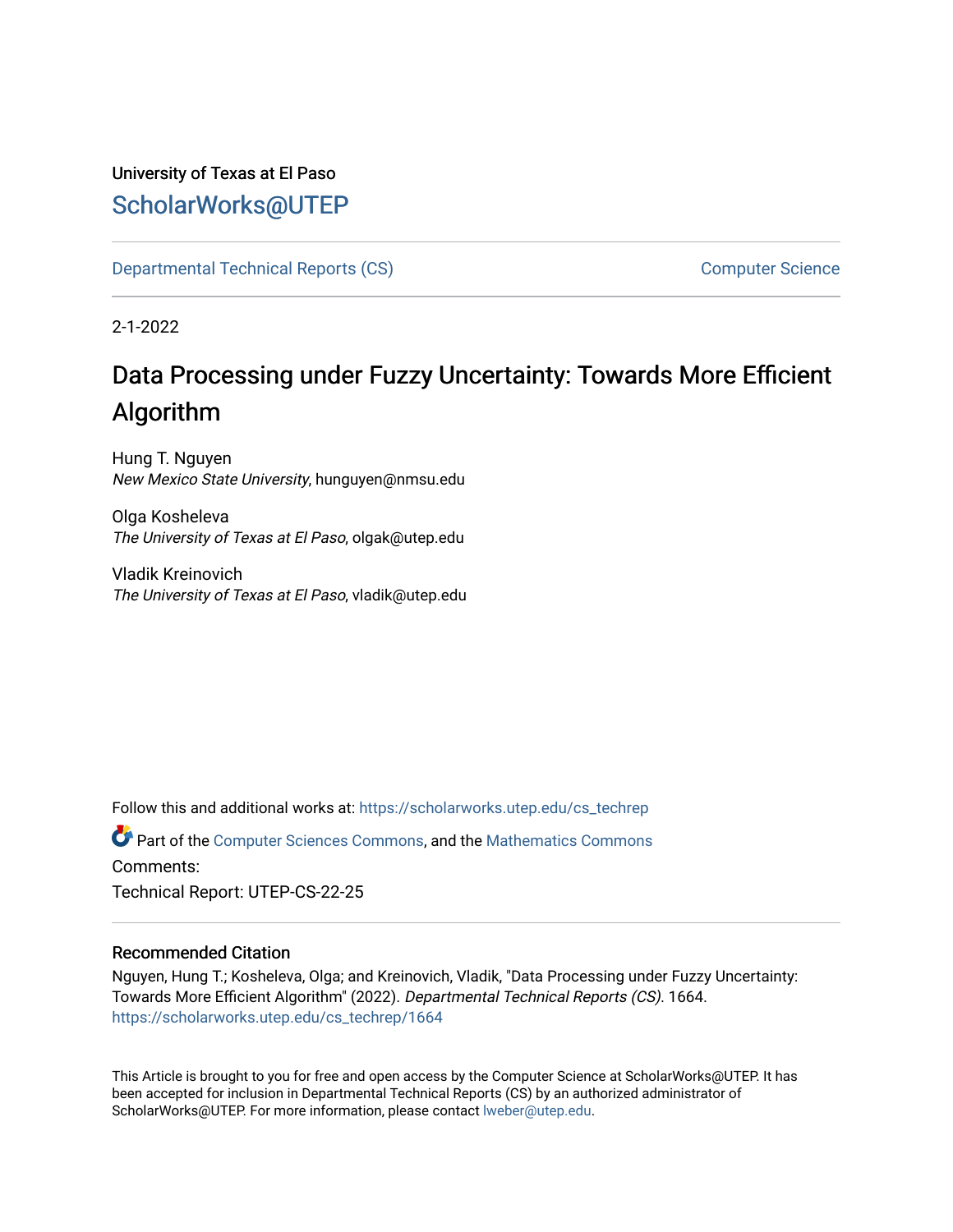University of Texas at El Paso

## ScholarWorks@UTEP

Departmental Technical Reports (CS) | Computer Science

2-1-2022

# Data Processing under Fuzzy Uncertainty: Towards More Efficient Algorithm

Hung T. Nguyen
*New Mexico State University*, hunguyen@nmsu.edu

Olga Kosheleva
*The University of Texas at El Paso*, olgak@utep.edu

Vladik Kreinovich
*The University of Texas at El Paso*, vladik@utep.edu

Follow this and additional works at: https://scholarworks.utep.edu/cs_techrep

Part of the Computer Sciences Commons, and the Mathematics Commons

Comments:

Technical Report: UTEP-CS-22-25

### Recommended Citation

Nguyen, Hung T.; Kosheleva, Olga; and Kreinovich, Vladik, "Data Processing under Fuzzy Uncertainty: Towards More Efficient Algorithm" (2022). *Departmental Technical Reports (CS)*. 1664.
https://scholarworks.utep.edu/cs_techrep/1664

This Article is brought to you for free and open access by the Computer Science at ScholarWorks@UTEP. It has been accepted for inclusion in Departmental Technical Reports (CS) by an authorized administrator of ScholarWorks@UTEP. For more information, please contact lweber@utep.edu.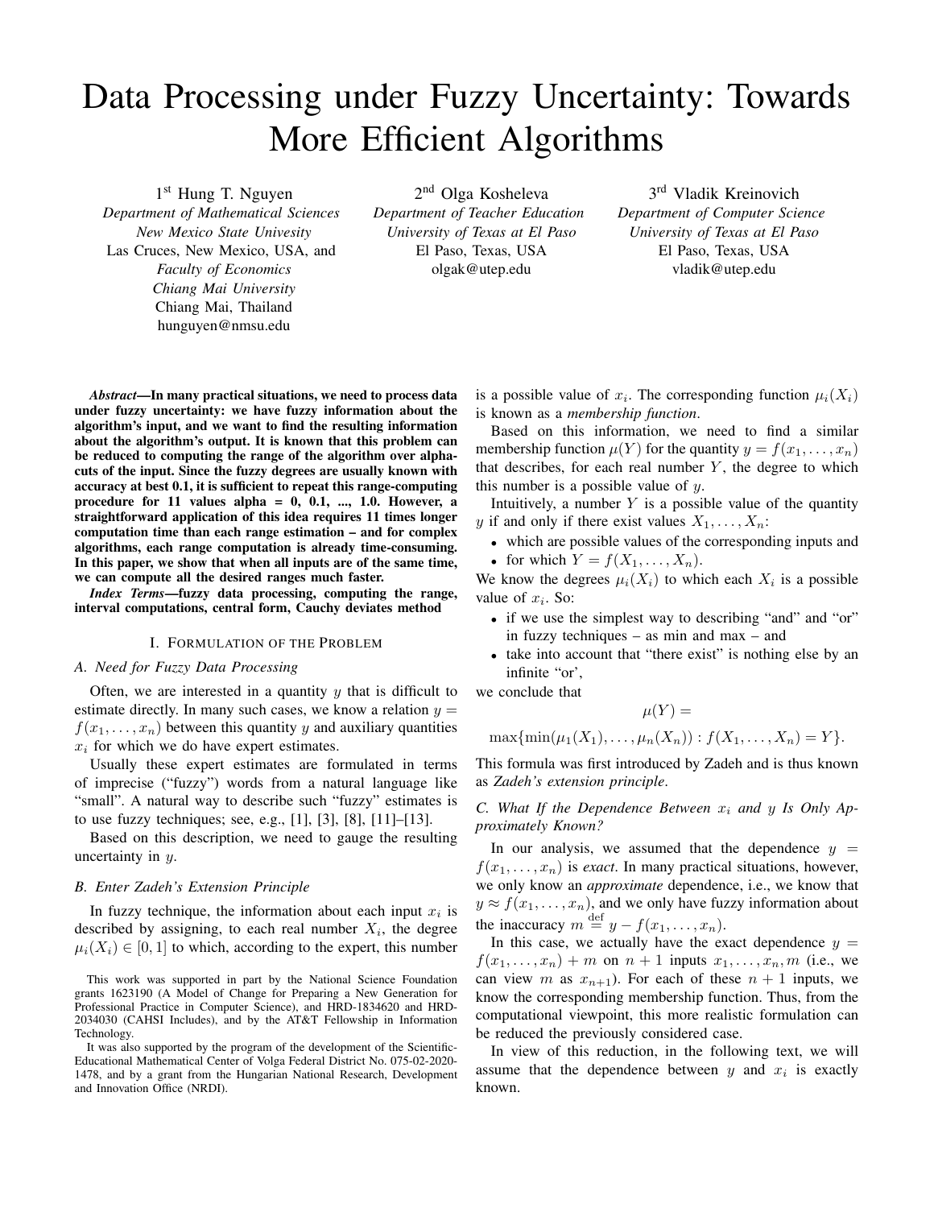# Data Processing under Fuzzy Uncertainty: Towards More Efficient Algorithms

1st Hung T. Nguyen
*Department of Mathematical Sciences*
*New Mexico State Univesity*
Las Cruces, New Mexico, USA, and
*Faculty of Economics*
*Chiang Mai University*
Chiang Mai, Thailand
hunguyen@nmsu.edu

2nd Olga Kosheleva
*Department of Teacher Education*
*University of Texas at El Paso*
El Paso, Texas, USA
olgak@utep.edu

3rd Vladik Kreinovich
*Department of Computer Science*
*University of Texas at El Paso*
El Paso, Texas, USA
vladik@utep.edu

***Abstract*—In many practical situations, we need to process data under fuzzy uncertainty: we have fuzzy information about the algorithm's input, and we want to find the resulting information about the algorithm's output. It is known that this problem can be reduced to computing the range of the algorithm over alpha-cuts of the input. Since the fuzzy degrees are usually known with accuracy at best 0.1, it is sufficient to repeat this range-computing procedure for 11 values alpha = 0, 0.1, ..., 1.0. However, a straightforward application of this idea requires 11 times longer computation time than each range estimation – and for complex algorithms, each range computation is already time-consuming. In this paper, we show that when all inputs are of the same time, we can compute all the desired ranges much faster.**

***Index Terms*—fuzzy data processing, computing the range, interval computations, central form, Cauchy deviates method**

## I. Formulation of the Problem

### A. Need for Fuzzy Data Processing

Often, we are interested in a quantity $y$ that is difficult to estimate directly. In many such cases, we know a relation $y = f(x_1, \ldots, x_n)$ between this quantity $y$ and auxiliary quantities $x_i$ for which we do have expert estimates.

Usually these expert estimates are formulated in terms of imprecise ("fuzzy") words from a natural language like "small". A natural way to describe such "fuzzy" estimates is to use fuzzy techniques; see, e.g., [1], [3], [8], [11]–[13].

Based on this description, we need to gauge the resulting uncertainty in $y$.

### B. Enter Zadeh's Extension Principle

In fuzzy technique, the information about each input $x_i$ is described by assigning, to each real number $X_i$, the degree $\mu_i(X_i) \in [0, 1]$ to which, according to the expert, this number is a possible value of $x_i$. The corresponding function $\mu_i(X_i)$ is known as a *membership function*.

Based on this information, we need to find a similar membership function $\mu(Y)$ for the quantity $y = f(x_1, \ldots, x_n)$ that describes, for each real number $Y$, the degree to which this number is a possible value of $y$.

Intuitively, a number $Y$ is a possible value of the quantity $y$ if and only if there exist values $X_1, \ldots, X_n$:

- which are possible values of the corresponding inputs and
- for which $Y = f(X_1, \ldots, X_n)$.

We know the degrees $\mu_i(X_i)$ to which each $X_i$ is a possible value of $x_i$. So:

- if we use the simplest way to describing "and" and "or" in fuzzy techniques – as min and max – and
- take into account that "there exist" is nothing else by an infinite "or",

we conclude that

$$\mu(Y) =$$
$$\max\{\min(\mu_1(X_1), \ldots, \mu_n(X_n)) : f(X_1, \ldots, X_n) = Y\}.$$

This formula was first introduced by Zadeh and is thus known as *Zadeh's extension principle*.

### C. What If the Dependence Between $x_i$ and $y$ Is Only Approximately Known?

In our analysis, we assumed that the dependence $y = f(x_1, \ldots, x_n)$ is *exact*. In many practical situations, however, we only know an *approximate* dependence, i.e., we know that $y \approx f(x_1, \ldots, x_n)$, and we only have fuzzy information about the inaccuracy $m \stackrel{\text{def}}{=} y - f(x_1, \ldots, x_n)$.

In this case, we actually have the exact dependence $y = f(x_1, \ldots, x_n) + m$ on $n + 1$ inputs $x_1, \ldots, x_n, m$ (i.e., we can view $m$ as $x_{n+1}$). For each of these $n + 1$ inputs, we know the corresponding membership function. Thus, from the computational viewpoint, this more realistic formulation can be reduced the previously considered case.

In view of this reduction, in the following text, we will assume that the dependence between $y$ and $x_i$ is exactly known.

This work was supported in part by the National Science Foundation grants 1623190 (A Model of Change for Preparing a New Generation for Professional Practice in Computer Science), and HRD-1834620 and HRD-2034030 (CAHSI Includes), and by the AT&T Fellowship in Information Technology.

It was also supported by the program of the development of the Scientific-Educational Mathematical Center of Volga Federal District No. 075-02-2020-1478, and by a grant from the Hungarian National Research, Development and Innovation Office (NRDI).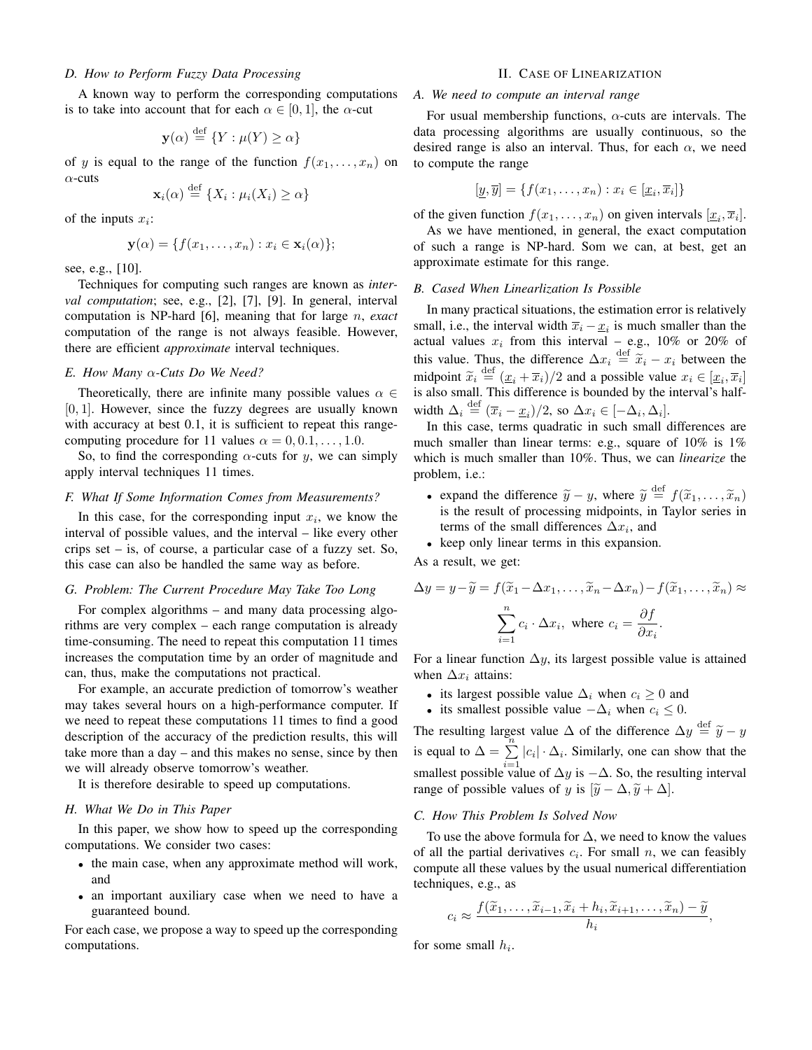### D. How to Perform Fuzzy Data Processing

A known way to perform the corresponding computations is to take into account that for each $\alpha \in [0, 1]$, the $\alpha$-cut

$$\mathbf{y}(\alpha) \stackrel{\text{def}}{=} \{Y : \mu(Y) \geq \alpha\}$$

of $y$ is equal to the range of the function $f(x_1, \ldots, x_n)$ on $\alpha$-cuts

$$\mathbf{x}_i(\alpha) \stackrel{\text{def}}{=} \{X_i : \mu_i(X_i) \geq \alpha\}$$

of the inputs $x_i$:

$$\mathbf{y}(\alpha) = \{f(x_1, \ldots, x_n) : x_i \in \mathbf{x}_i(\alpha)\};$$

see, e.g., [10].

Techniques for computing such ranges are known as *interval computation*; see, e.g., [2], [7], [9]. In general, interval computation is NP-hard [6], meaning that for large $n$, *exact* computation of the range is not always feasible. However, there are efficient *approximate* interval techniques.

### E. How Many $\alpha$-Cuts Do We Need?

Theoretically, there are infinite many possible values $\alpha \in [0, 1]$. However, since the fuzzy degrees are usually known with accuracy at best 0.1, it is sufficient to repeat this range-computing procedure for 11 values $\alpha = 0, 0.1, \ldots, 1.0$.

So, to find the corresponding $\alpha$-cuts for $y$, we can simply apply interval techniques 11 times.

### F. What If Some Information Comes from Measurements?

In this case, for the corresponding input $x_i$, we know the interval of possible values, and the interval – like every other crips set – is, of course, a particular case of a fuzzy set. So, this case can also be handled the same way as before.

### G. Problem: The Current Procedure May Take Too Long

For complex algorithms – and many data processing algorithms are very complex – each range computation is already time-consuming. The need to repeat this computation 11 times increases the computation time by an order of magnitude and can, thus, make the computations not practical.

For example, an accurate prediction of tomorrow's weather may takes several hours on a high-performance computer. If we need to repeat these computations 11 times to find a good description of the accuracy of the prediction results, this will take more than a day – and this makes no sense, since by then we will already observe tomorrow's weather.

It is therefore desirable to speed up computations.

### H. What We Do in This Paper

In this paper, we show how to speed up the corresponding computations. We consider two cases:

- the main case, when any approximate method will work, and
- an important auxiliary case when we need to have a guaranteed bound.

For each case, we propose a way to speed up the corresponding computations.

## II. Case of Linearization

### A. We need to compute an interval range

For usual membership functions, $\alpha$-cuts are intervals. The data processing algorithms are usually continuous, so the desired range is also an interval. Thus, for each $\alpha$, we need to compute the range

$$[\underline{y}, \overline{y}] = \{f(x_1, \ldots, x_n) : x_i \in [\underline{x}_i, \overline{x}_i]\}$$

of the given function $f(x_1, \ldots, x_n)$ on given intervals $[\underline{x}_i, \overline{x}_i]$.

As we have mentioned, in general, the exact computation of such a range is NP-hard. Som we can, at best, get an approximate estimate for this range.

### B. Cased When Linearlization Is Possible

In many practical situations, the estimation error is relatively small, i.e., the interval width $\overline{x}_i - \underline{x}_i$ is much smaller than the actual values $x_i$ from this interval – e.g., 10% or 20% of this value. Thus, the difference $\Delta x_i \stackrel{\text{def}}{=} \widetilde{x}_i - x_i$ between the midpoint $\widetilde{x}_i \stackrel{\text{def}}{=} (\underline{x}_i + \overline{x}_i)/2$ and a possible value $x_i \in [\underline{x}_i, \overline{x}_i]$ is also small. This difference is bounded by the interval's half-width $\Delta_i \stackrel{\text{def}}{=} (\overline{x}_i - \underline{x}_i)/2$, so $\Delta x_i \in [-\Delta_i, \Delta_i]$.

In this case, terms quadratic in such small differences are much smaller than linear terms: e.g., square of 10% is 1% which is much smaller than 10%. Thus, we can *linearize* the problem, i.e.:

- expand the difference $\widetilde{y} - y$, where $\widetilde{y} \stackrel{\text{def}}{=} f(\widetilde{x}_1, \ldots, \widetilde{x}_n)$ is the result of processing midpoints, in Taylor series in terms of the small differences $\Delta x_i$, and
- keep only linear terms in this expansion.

As a result, we get:

$$\Delta y = y - \widetilde{y} = f(\widetilde{x}_1 - \Delta x_1, \ldots, \widetilde{x}_n - \Delta x_n) - f(\widetilde{x}_1, \ldots, \widetilde{x}_n) \approx$$

$$\sum_{i=1}^{n} c_i \cdot \Delta x_i, \text{ where } c_i = \frac{\partial f}{\partial x_i}.$$

For a linear function $\Delta y$, its largest possible value is attained when $\Delta x_i$ attains:

- its largest possible value $\Delta_i$ when $c_i \geq 0$ and
- its smallest possible value $-\Delta_i$ when $c_i \leq 0$.

The resulting largest value $\Delta$ of the difference $\Delta y \stackrel{\text{def}}{=} \widetilde{y} - y$ is equal to $\Delta = \sum\limits_{i=1}^{n} |c_i| \cdot \Delta_i$. Similarly, one can show that the smallest possible value of $\Delta y$ is $-\Delta$. So, the resulting interval range of possible values of $y$ is $[\widetilde{y} - \Delta, \widetilde{y} + \Delta]$.

### C. How This Problem Is Solved Now

To use the above formula for $\Delta$, we need to know the values of all the partial derivatives $c_i$. For small $n$, we can feasibly compute all these values by the usual numerical differentiation techniques, e.g., as

$$c_i \approx \frac{f(\widetilde{x}_1, \ldots, \widetilde{x}_{i-1}, \widetilde{x}_i + h_i, \widetilde{x}_{i+1}, \ldots, \widetilde{x}_n) - \widetilde{y}}{h_i},$$

for some small $h_i$.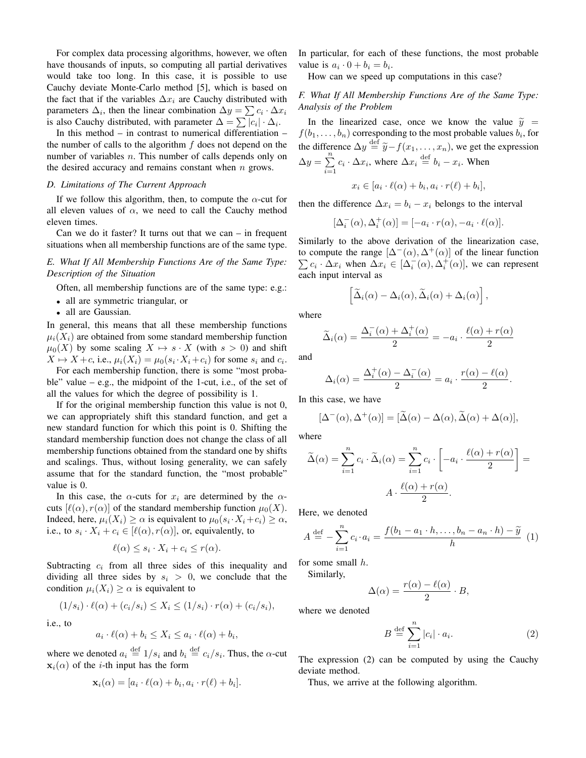For complex data processing algorithms, however, we often have thousands of inputs, so computing all partial derivatives would take too long. In this case, it is possible to use Cauchy deviate Monte-Carlo method [5], which is based on the fact that if the variables $\Delta x_i$ are Cauchy distributed with parameters $\Delta_i$, then the linear combination $\Delta y = \sum c_i \cdot \Delta x_i$ is also Cauchy distributed, with parameter $\Delta = \sum |c_i| \cdot \Delta_i$.

In this method – in contrast to numerical differentiation – the number of calls to the algorithm $f$ does not depend on the number of variables $n$. This number of calls depends only on the desired accuracy and remains constant when $n$ grows.

### D. Limitations of The Current Approach

If we follow this algorithm, then, to compute the $\alpha$-cut for all eleven values of $\alpha$, we need to call the Cauchy method eleven times.

Can we do it faster? It turns out that we can – in frequent situations when all membership functions are of the same type.

### E. What If All Membership Functions Are of the Same Type: Description of the Situation

Often, all membership functions are of the same type: e.g.:

- all are symmetric triangular, or
- all are Gaussian.

In general, this means that all these membership functions $\mu_i(X_i)$ are obtained from some standard membership function $\mu_0(X)$ by some scaling $X \mapsto s \cdot X$ (with $s > 0$) and shift $X \mapsto X + c$, i.e., $\mu_i(X_i) = \mu_0(s_i \cdot X_i + c_i)$ for some $s_i$ and $c_i$.

For each membership function, there is some "most probable" value – e.g., the midpoint of the 1-cut, i.e., of the set of all the values for which the degree of possibility is 1.

If for the original membership function this value is not 0, we can appropriately shift this standard function, and get a new standard function for which this point is 0. Shifting the standard membership function does not change the class of all membership functions obtained from the standard one by shifts and scalings. Thus, without losing generality, we can safely assume that for the standard function, the "most probable" value is 0.

In this case, the $\alpha$-cuts for $x_i$ are determined by the $\alpha$-cuts $[\ell(\alpha), r(\alpha)]$ of the standard membership function $\mu_0(X)$. Indeed, here, $\mu_i(X_i) \geq \alpha$ is equivalent to $\mu_0(s_i \cdot X_i + c_i) \geq \alpha$, i.e., to $s_i \cdot X_i + c_i \in [\ell(\alpha), r(\alpha)]$, or, equivalently, to

$$\ell(\alpha) \leq s_i \cdot X_i + c_i \leq r(\alpha).$$

Subtracting $c_i$ from all three sides of this inequality and dividing all three sides by $s_i > 0$, we conclude that the condition $\mu_i(X_i) \geq \alpha$ is equivalent to

$$(1/s_i) \cdot \ell(\alpha) + (c_i/s_i) \leq X_i \leq (1/s_i) \cdot r(\alpha) + (c_i/s_i),$$

i.e., to

$$a_i \cdot \ell(\alpha) + b_i \leq X_i \leq a_i \cdot \ell(\alpha) + b_i,$$

where we denoted $a_i \stackrel{\text{def}}{=} 1/s_i$ and $b_i \stackrel{\text{def}}{=} c_i/s_i$. Thus, the $\alpha$-cut $\mathbf{x}_i(\alpha)$ of the $i$-th input has the form

$$\mathbf{x}_i(\alpha) = [a_i \cdot \ell(\alpha) + b_i, a_i \cdot r(\ell) + b_i].$$

In particular, for each of these functions, the most probable value is $a_i \cdot 0 + b_i = b_i$.

How can we speed up computations in this case?

### F. What If All Membership Functions Are of the Same Type: Analysis of the Problem

In the linearized case, once we know the value $\widetilde{y} = f(b_1, \ldots, b_n)$ corresponding to the most probable values $b_i$, for the difference $\Delta y \stackrel{\text{def}}{=} \widetilde{y} - f(x_1, \ldots, x_n)$, we get the expression $\Delta y = \sum\limits_{i=1}^{n} c_i \cdot \Delta x_i$, where $\Delta x_i \stackrel{\text{def}}{=} b_i - x_i$. When

$$x_i \in [a_i \cdot \ell(\alpha) + b_i, a_i \cdot r(\ell) + b_i],$$

then the difference $\Delta x_i = b_i - x_i$ belongs to the interval

$$[\Delta_i^-(\alpha), \Delta_i^+(\alpha)] = [-a_i \cdot r(\alpha), -a_i \cdot \ell(\alpha)].$$

Similarly to the above derivation of the linearization case, to compute the range $[\Delta^-(\alpha), \Delta^+(\alpha)]$ of the linear function $\sum c_i \cdot \Delta x_i$ when $\Delta x_i \in [\Delta_i^-(\alpha), \Delta_i^+(\alpha)]$, we can represent each input interval as

$$\left[\widetilde{\Delta}_i(\alpha) - \Delta_i(\alpha), \widetilde{\Delta}_i(\alpha) + \Delta_i(\alpha)\right],$$

where

$$\widetilde{\Delta}_i(\alpha) = \frac{\Delta_i^-(\alpha) + \Delta_i^+(\alpha)}{2} = -a_i \cdot \frac{\ell(\alpha) + r(\alpha)}{2}$$

and

$$\Delta_i(\alpha) = \frac{\Delta_i^+(\alpha) - \Delta_i^-(\alpha)}{2} = a_i \cdot \frac{r(\alpha) - \ell(\alpha)}{2}.$$

In this case, we have

$$[\Delta^-(\alpha), \Delta^+(\alpha)] = [\widetilde{\Delta}(\alpha) - \Delta(\alpha), \widetilde{\Delta}(\alpha) + \Delta(\alpha)],$$

where

$$\widetilde{\Delta}(\alpha) = \sum_{i=1}^{n} c_i \cdot \widetilde{\Delta}_i(\alpha) = \sum_{i=1}^{n} c_i \cdot \left[-a_i \cdot \frac{\ell(\alpha) + r(\alpha)}{2}\right] = A \cdot \frac{\ell(\alpha) + r(\alpha)}{2}.$$

Here, we denoted

$$A \stackrel{\text{def}}{=} -\sum_{i=1}^{n} c_i \cdot a_i = \frac{f(b_1 - a_1 \cdot h, \ldots, b_n - a_n \cdot h) - \widetilde{y}}{h} \quad (1)$$

for some small $h$.

Similarly,

$$\Delta(\alpha) = \frac{r(\alpha) - \ell(\alpha)}{2} \cdot B,$$

where we denoted

$$B \stackrel{\text{def}}{=} \sum_{i=1}^{n} |c_i| \cdot a_i. \quad (2)$$

The expression (2) can be computed by using the Cauchy deviate method.

Thus, we arrive at the following algorithm.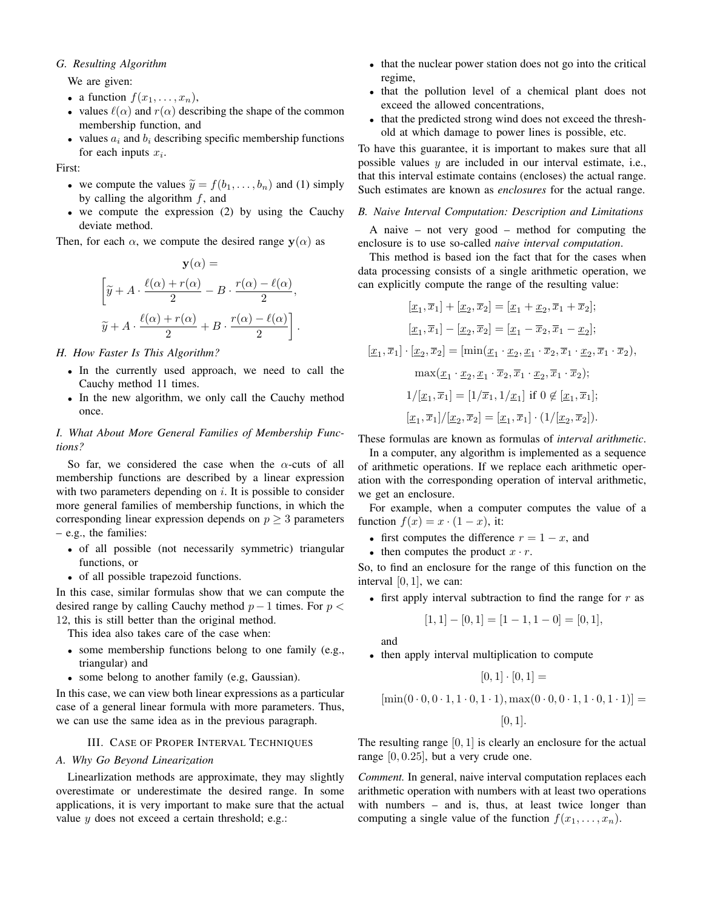### G. Resulting Algorithm

We are given:

- a function $f(x_1, \ldots, x_n)$,
- values $\ell(\alpha)$ and $r(\alpha)$ describing the shape of the common membership function, and
- values $a_i$ and $b_i$ describing specific membership functions for each inputs $x_i$.

First:

- we compute the values $\widetilde{y} = f(b_1, \ldots, b_n)$ and (1) simply by calling the algorithm $f$, and
- we compute the expression (2) by using the Cauchy deviate method.

Then, for each $\alpha$, we compute the desired range $\mathbf{y}(\alpha)$ as

$$\mathbf{y}(\alpha) =$$

$$\left[\widetilde{y} + A \cdot \frac{\ell(\alpha) + r(\alpha)}{2} - B \cdot \frac{r(\alpha) - \ell(\alpha)}{2},\right.$$

$$\left.\widetilde{y} + A \cdot \frac{\ell(\alpha) + r(\alpha)}{2} + B \cdot \frac{r(\alpha) - \ell(\alpha)}{2}\right].$$

### H. How Faster Is This Algorithm?

- In the currently used approach, we need to call the Cauchy method 11 times.
- In the new algorithm, we only call the Cauchy method once.

### I. What About More General Families of Membership Functions?

So far, we considered the case when the $\alpha$-cuts of all membership functions are described by a linear expression with two parameters depending on $i$. It is possible to consider more general families of membership functions, in which the corresponding linear expression depends on $p \geq 3$ parameters – e.g., the families:

- of all possible (not necessarily symmetric) triangular functions, or
- of all possible trapezoid functions.

In this case, similar formulas show that we can compute the desired range by calling Cauchy method $p - 1$ times. For $p < 12$, this is still better than the original method.

This idea also takes care of the case when:

- some membership functions belong to one family (e.g., triangular) and
- some belong to another family (e.g, Gaussian).

In this case, we can view both linear expressions as a particular case of a general linear formula with more parameters. Thus, we can use the same idea as in the previous paragraph.

## III. Case of Proper Interval Techniques

### A. Why Go Beyond Linearization

Linearization methods are approximate, they may slightly overestimate or underestimate the desired range. In some applications, it is very important to make sure that the actual value $y$ does not exceed a certain threshold; e.g.:

- that the nuclear power station does not go into the critical regime,
- that the pollution level of a chemical plant does not exceed the allowed concentrations,
- that the predicted strong wind does not exceed the threshold at which damage to power lines is possible, etc.

To have this guarantee, it is important to makes sure that all possible values $y$ are included in our interval estimate, i.e., that this interval estimate contains (encloses) the actual range. Such estimates are known as *enclosures* for the actual range.

### B. Naive Interval Computation: Description and Limitations

A naive – not very good – method for computing the enclosure is to use so-called *naive interval computation*.

This method is based ion the fact that for the cases when data processing consists of a single arithmetic operation, we can explicitly compute the range of the resulting value:

$$[\underline{x}_1, \overline{x}_1] + [\underline{x}_2, \overline{x}_2] = [\underline{x}_1 + \underline{x}_2, \overline{x}_1 + \overline{x}_2];$$

$$[\underline{x}_1, \overline{x}_1] - [\underline{x}_2, \overline{x}_2] = [\underline{x}_1 - \overline{x}_2, \overline{x}_1 - \underline{x}_2];$$

$$[\underline{x}_1, \overline{x}_1] \cdot [\underline{x}_2, \overline{x}_2] = [\min(\underline{x}_1 \cdot \underline{x}_2, \underline{x}_1 \cdot \overline{x}_2, \overline{x}_1 \cdot \underline{x}_2, \overline{x}_1 \cdot \overline{x}_2),$$

$$\max(\underline{x}_1 \cdot \underline{x}_2, \underline{x}_1 \cdot \overline{x}_2, \overline{x}_1 \cdot \underline{x}_2, \overline{x}_1 \cdot \overline{x}_2);$$

$$1/[\underline{x}_1, \overline{x}_1] = [1/\overline{x}_1, 1/\underline{x}_1] \text{ if } 0 \notin [\underline{x}_1, \overline{x}_1];$$

$$[\underline{x}_1, \overline{x}_1]/[\underline{x}_2, \overline{x}_2] = [\underline{x}_1, \overline{x}_1] \cdot (1/[\underline{x}_2, \overline{x}_2]).$$

These formulas are known as formulas of *interval arithmetic*.

In a computer, any algorithm is implemented as a sequence of arithmetic operations. If we replace each arithmetic operation with the corresponding operation of interval arithmetic, we get an enclosure.

For example, when a computer computes the value of a function $f(x) = x \cdot (1 - x)$, it:

- first computes the difference $r = 1 - x$, and
- then computes the product $x \cdot r$.

So, to find an enclosure for the range of this function on the interval $[0, 1]$, we can:

- first apply interval subtraction to find the range for $r$ as

  $$[1, 1] - [0, 1] = [1 - 1, 1 - 0] = [0, 1],$$

  and
- then apply interval multiplication to compute

  $$[0, 1] \cdot [0, 1] =$$

  $$[\min(0 \cdot 0, 0 \cdot 1, 1 \cdot 0, 1 \cdot 1), \max(0 \cdot 0, 0 \cdot 1, 1 \cdot 0, 1 \cdot 1)] =$$

  $$[0, 1].$$

The resulting range $[0, 1]$ is clearly an enclosure for the actual range $[0, 0.25]$, but a very crude one.

*Comment.* In general, naive interval computation replaces each arithmetic operation with numbers with at least two operations with numbers – and is, thus, at least twice longer than computing a single value of the function $f(x_1, \ldots, x_n)$.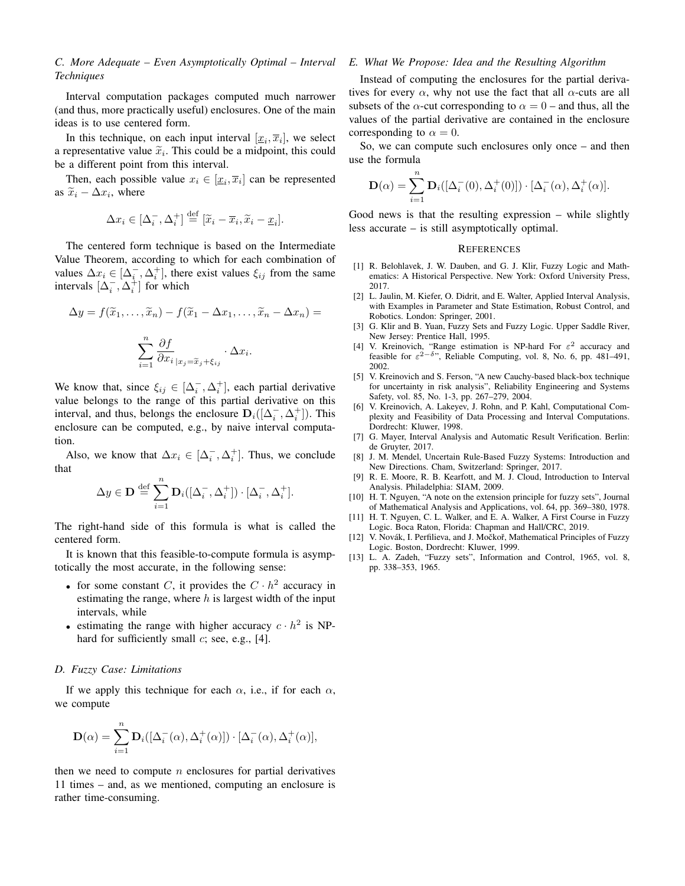### C. More Adequate – Even Asymptotically Optimal – Interval Techniques

Interval computation packages computed much narrower (and thus, more practically useful) enclosures. One of the main ideas is to use centered form.

In this technique, on each input interval $[\underline{x}_i, \overline{x}_i]$, we select a representative value $\widetilde{x}_i$. This could be a midpoint, this could be a different point from this interval.

Then, each possible value $x_i \in [\underline{x}_i, \overline{x}_i]$ can be represented as $\widetilde{x}_i - \Delta x_i$, where

$$\Delta x_i \in [\Delta_i^-, \Delta_i^+] \stackrel{\text{def}}{=} [\widetilde{x}_i - \overline{x}_i, \widetilde{x}_i - \underline{x}_i].$$

The centered form technique is based on the Intermediate Value Theorem, according to which for each combination of values $\Delta x_i \in [\Delta_i^-, \Delta_i^+]$, there exist values $\xi_{ij}$ from the same intervals $[\Delta_i^-, \Delta_i^+]$ for which

$$\Delta y = f(\widetilde{x}_1, \ldots, \widetilde{x}_n) - f(\widetilde{x}_1 - \Delta x_1, \ldots, \widetilde{x}_n - \Delta x_n) =$$

$$\sum_{i=1}^{n} \frac{\partial f}{\partial x_i}_{|x_j = \widetilde{x}_j + \xi_{ij}} \cdot \Delta x_i.$$

We know that, since $\xi_{ij} \in [\Delta_i^-, \Delta_i^+]$, each partial derivative value belongs to the range of this partial derivative on this interval, and thus, belongs the enclosure $\mathbf{D}_i([\Delta_i^-, \Delta_i^+])$. This enclosure can be computed, e.g., by naive interval computation.

Also, we know that $\Delta x_i \in [\Delta_i^-, \Delta_i^+]$. Thus, we conclude that

$$\Delta y \in \mathbf{D} \stackrel{\text{def}}{=} \sum_{i=1}^{n} \mathbf{D}_i([\Delta_i^-, \Delta_i^+]) \cdot [\Delta_i^-, \Delta_i^+].$$

The right-hand side of this formula is what is called the centered form.

It is known that this feasible-to-compute formula is asymptotically the most accurate, in the following sense:

- for some constant $C$, it provides the $C \cdot h^2$ accuracy in estimating the range, where $h$ is largest width of the input intervals, while
- estimating the range with higher accuracy $c \cdot h^2$ is NP-hard for sufficiently small $c$; see, e.g., [4].

### D. Fuzzy Case: Limitations

If we apply this technique for each $\alpha$, i.e., if for each $\alpha$, we compute

$$\mathbf{D}(\alpha) = \sum_{i=1}^{n} \mathbf{D}_i([\Delta_i^-(\alpha), \Delta_i^+(\alpha)]) \cdot [\Delta_i^-(\alpha), \Delta_i^+(\alpha)],$$

then we need to compute $n$ enclosures for partial derivatives 11 times – and, as we mentioned, computing an enclosure is rather time-consuming.

### E. What We Propose: Idea and the Resulting Algorithm

Instead of computing the enclosures for the partial derivatives for every $\alpha$, why not use the fact that all $\alpha$-cuts are all subsets of the $\alpha$-cut corresponding to $\alpha = 0$ – and thus, all the values of the partial derivative are contained in the enclosure corresponding to $\alpha = 0$.

So, we can compute such enclosures only once – and then use the formula

$$\mathbf{D}(\alpha) = \sum_{i=1}^{n} \mathbf{D}_i([\Delta_i^-(0), \Delta_i^+(0)]) \cdot [\Delta_i^-(\alpha), \Delta_i^+(\alpha)].$$

Good news is that the resulting expression – while slightly less accurate – is still asymptotically optimal.

## References

[1] R. Belohlavek, J. W. Dauben, and G. J. Klir, Fuzzy Logic and Mathematics: A Historical Perspective. New York: Oxford University Press, 2017.

[2] L. Jaulin, M. Kiefer, O. Didrit, and E. Walter, Applied Interval Analysis, with Examples in Parameter and State Estimation, Robust Control, and Robotics. London: Springer, 2001.

[3] G. Klir and B. Yuan, Fuzzy Sets and Fuzzy Logic. Upper Saddle River, New Jersey: Prentice Hall, 1995.

[4] V. Kreinovich, "Range estimation is NP-hard For $\varepsilon^2$ accuracy and feasible for $\varepsilon^{2-\delta}$", Reliable Computing, vol. 8, No. 6, pp. 481–491, 2002.

[5] V. Kreinovich and S. Ferson, "A new Cauchy-based black-box technique for uncertainty in risk analysis", Reliability Engineering and Systems Safety, vol. 85, No. 1-3, pp. 267–279, 2004.

[6] V. Kreinovich, A. Lakeyev, J. Rohn, and P. Kahl, Computational Complexity and Feasibility of Data Processing and Interval Computations. Dordrecht: Kluwer, 1998.

[7] G. Mayer, Interval Analysis and Automatic Result Verification. Berlin: de Gruyter, 2017.

[8] J. M. Mendel, Uncertain Rule-Based Fuzzy Systems: Introduction and New Directions. Cham, Switzerland: Springer, 2017.

[9] R. E. Moore, R. B. Kearfott, and M. J. Cloud, Introduction to Interval Analysis. Philadelphia: SIAM, 2009.

[10] H. T. Nguyen, "A note on the extension principle for fuzzy sets", Journal of Mathematical Analysis and Applications, vol. 64, pp. 369–380, 1978.

[11] H. T. Nguyen, C. L. Walker, and E. A. Walker, A First Course in Fuzzy Logic. Boca Raton, Florida: Chapman and Hall/CRC, 2019.

[12] V. Novák, I. Perfilieva, and J. Močkoř, Mathematical Principles of Fuzzy Logic. Boston, Dordrecht: Kluwer, 1999.

[13] L. A. Zadeh, "Fuzzy sets", Information and Control, 1965, vol. 8, pp. 338–353, 1965.